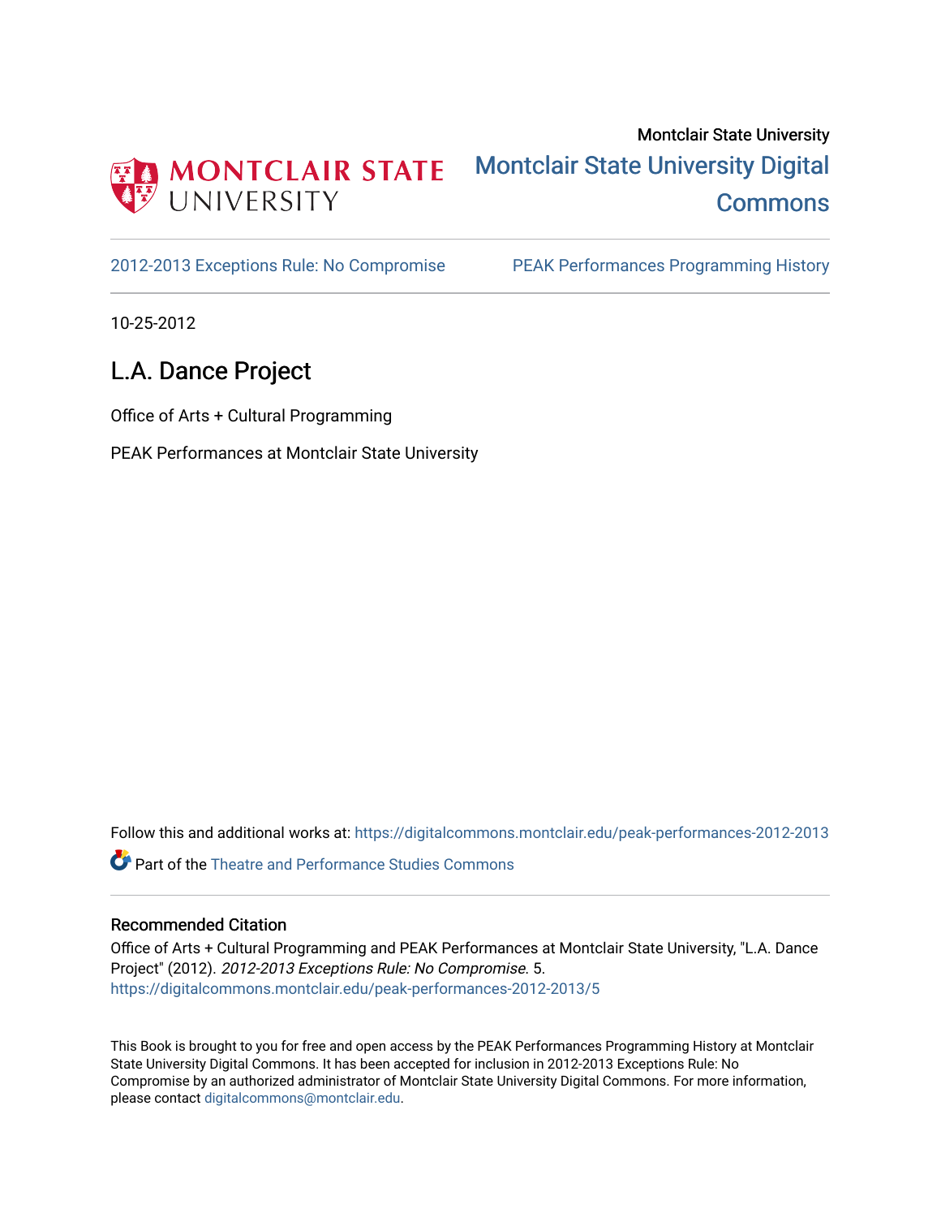Montclair State University

Montclair State University Digital Commons

2012-2013 Exceptions Rule: No Compromise | PEAK Performances Programming History

10-25-2012

# L.A. Dance Project

Office of Arts + Cultural Programming

PEAK Performances at Montclair State University

Follow this and additional works at: https://digitalcommons.montclair.edu/peak-performances-2012-2013

Part of the Theatre and Performance Studies Commons

## Recommended Citation

Office of Arts + Cultural Programming and PEAK Performances at Montclair State University, "L.A. Dance Project" (2012). *2012-2013 Exceptions Rule: No Compromise*. 5.
https://digitalcommons.montclair.edu/peak-performances-2012-2013/5

This Book is brought to you for free and open access by the PEAK Performances Programming History at Montclair State University Digital Commons. It has been accepted for inclusion in 2012-2013 Exceptions Rule: No Compromise by an authorized administrator of Montclair State University Digital Commons. For more information, please contact digitalcommons@montclair.edu.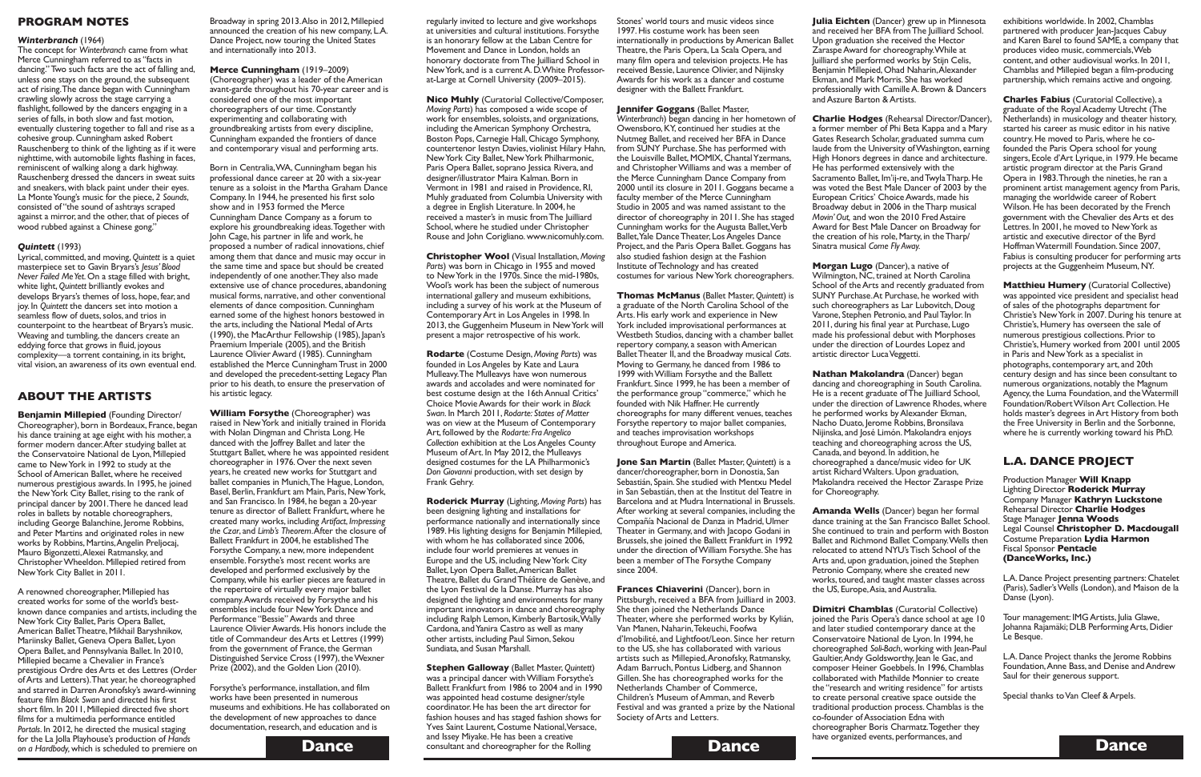## PROGRAM NOTES

### *Winterbranch* (1964)

The concept for *Winterbranch* came from what Merce Cunningham referred to as "facts in dancing." Two such facts are the act of falling and, unless one stays on the ground, the subsequent act of rising. The dance began with Cunningham crawling slowly across the stage carrying a flashlight, followed by the dancers engaging in a series of falls, in both slow and fast motion, eventually clustering together to fall and rise as a cohesive group. Cunningham asked Robert Rauschenberg to think of the lighting as if it were nighttime, with automobile lights flashing in faces, reminiscent of walking along a dark highway. Rauschenberg dressed the dancers in sweat suits and sneakers, with black paint under their eyes. La Monte Young's music for the piece, *2 Sounds*, consisted of "the sound of ashtrays scraped against a mirror, and the other, that of pieces of wood rubbed against a Chinese gong."

### *Quintett* (1993)

Lyrical, committed, and moving, *Quintett* is a quiet masterpiece set to Gavin Bryars's *Jesus' Blood Never Failed Me Yet*. On a stage filled with bright, white light, *Quintett* brilliantly evokes and develops Bryars's themes of loss, hope, fear, and joy. In *Quintett* the dancers set into motion a seamless flow of duets, solos, and trios in counterpoint to the heartbeat of Bryars's music. Weaving and tumbling, the dancers create an eddying force that grows in fluid, joyous complexity—a torrent containing, in its bright, vital vision, an awareness of its own eventual end.

## ABOUT THE ARTISTS

**Benjamin Millepied** (Founding Director/ Choreographer), born in Bordeaux, France, began his dance training at age eight with his mother, a former modern dancer. After studying ballet at the Conservatoire National de Lyon, Millepied came to New York in 1992 to study at the School of American Ballet, where he received numerous prestigious awards. In 1995, he joined the New York City Ballet, rising to the rank of principal dancer by 2001. There he danced lead roles in ballets by notable choreographers, including George Balanchine, Jerome Robbins, and Peter Martins and originated roles in new works by Robbins, Martins, Angelin Preljocaj, Mauro Bigonzetti, Alexei Ratmansky, and Christopher Wheeldon. Millepied retired from New York City Ballet in 2011.

A renowned choreographer, Millepied has created works for some of the world's best-known dance companies and artists, including the New York City Ballet, Paris Opera Ballet, American Ballet Theatre, Mikhail Baryshnikov, Mariinsky Ballet, Geneva Opera Ballet, Lyon Opera Ballet, and Pennsylvania Ballet. In 2010, Millepied became a Chevalier in France's prestigious Ordre des Arts et des Lettres (Order of Arts and Letters). That year, he choreographed and starred in Darren Aronofsky's award-winning feature film *Black Swan* and directed his first short film. In 2011, Millepied directed five short films for a multimedia performance entitled *Portals*. In 2012, he directed the musical staging for the La Jolla Playhouse's production of *Hands on a Hardbody*, which is scheduled to premiere on Broadway in spring 2013. Also in 2012, Millepied announced the creation of his new company, L.A. Dance Project, now touring the United States and internationally into 2013.

**Merce Cunningham** (1919–2009) (Choreographer) was a leader of the American avant-garde throughout his 70-year career and is considered one of the most important choreographers of our time. Constantly experimenting and collaborating with groundbreaking artists from every discipline, Cunningham expanded the frontiers of dance and contemporary visual and performing arts.

Born in Centralia, WA, Cunningham began his professional dance career at 20 with a six-year tenure as a soloist in the Martha Graham Dance Company. In 1944, he presented his first solo show and in 1953 formed the Merce Cunningham Dance Company as a forum to explore his groundbreaking ideas. Together with John Cage, his partner in life and work, he proposed a number of radical innovations, chief among them that dance and music may occur in the same time and space but should be created independently of one another. They also made extensive use of chance procedures, abandoning musical forms, narrative, and other conventional elements of dance composition. Cunningham earned some of the highest honors bestowed in the arts, including the National Medal of Arts (1990), the MacArthur Fellowship (1985), Japan's Praemium Imperiale (2005), and the British Laurence Olivier Award (1985). Cunningham established the Merce Cunningham Trust in 2000 and developed the precedent-setting Legacy Plan prior to his death, to ensure the preservation of his artistic legacy.

**William Forsythe** (Choreographer) was raised in New York and initially trained in Florida with Nolan Dingman and Christa Long. He danced with the Joffrey Ballet and later the Stuttgart Ballet, where he was appointed resident choreographer in 1976. Over the next seven years, he created new works for Stuttgart and ballet companies in Munich, The Hague, London, Basel, Berlin, Frankfurt am Main, Paris, New York, and San Francisco. In 1984, he began a 20-year tenure as director of Ballett Frankfurt, where he created many works, including *Artifact*, *Impressing the Czar*, and *Limb's Theorem*. After the closure of Ballett Frankfurt in 2004, he established The Forsythe Company, a new, more independent ensemble. Forsythe's most recent works are developed and performed exclusively by the Company, while his earlier pieces are featured in the repertoire of virtually every major ballet company. Awards received by Forsythe and his ensembles include four New York Dance and Performance "Bessie" Awards and three Laurence Olivier Awards. His honors include the title of Commandeur des Arts et Lettres (1999) from the government of France, the German Distinguished Service Cross (1997), the Wexner Prize (2002), and the Golden Lion (2010).

Forsythe's performance, installation, and film works have been presented in numerous museums and exhibitions. He has collaborated on the development of new approaches to dance documentation, research, and education and is regularly invited to lecture and give workshops at universities and cultural institutions. Forsythe is an honorary fellow at the Laban Centre for Movement and Dance in London, holds an honorary doctorate from The Juilliard School in New York, and is a current A. D. White Professor-at-Large at Cornell University (2009–2015).

**Nico Muhly** (Curatorial Collective/Composer, *Moving Parts*) has composed a wide scope of work for ensembles, soloists, and organizations, including the American Symphony Orchestra, Boston Pops, Carnegie Hall, Chicago Symphony, countertenor Iestyn Davies, violinist Hilary Hahn, New York City Ballet, New York Philharmonic, Paris Opera Ballet, soprano Jessica Rivera, and designer/illustrator Maira Kalman. Born in Vermont in 1981 and raised in Providence, RI, Muhly graduated from Columbia University with a degree in English Literature. In 2004, he received a master's in music from The Juilliard School, where he studied under Christopher Rouse and John Corigliano. www.nicomuhly.com.

**Christopher Wool** (Visual Installation, *Moving Parts*) was born in Chicago in 1955 and moved to New York in the 1970s. Since the mid-1980s, Wool's work has been the subject of numerous international gallery and museum exhibitions, including a survey of his work at the Museum of Contemporary Art in Los Angeles in 1998. In 2013, the Guggenheim Museum in New York will present a major retrospective of his work.

**Rodarte** (Costume Design, *Moving Parts*) was founded in Los Angeles by Kate and Laura Mulleavy. The Mulleavys have won numerous awards and accolades and were nominated for best costume design at the 16th Annual Critics' Choice Movie Awards for their work in *Black Swan*. In March 2011, *Rodarte: States of Matter* was on view at the Museum of Contemporary Art, followed by the *Rodarte: Fra Angelico Collection* exhibition at the Los Angeles County Museum of Art. In May 2012, the Mulleavys designed costumes for the LA Philharmonic's *Don Giovanni* production, with set design by Frank Gehry.

**Roderick Murray** (Lighting, *Moving Parts*) has been designing lighting and installations for performance nationally and internationally since 1989. His lighting designs for Benjamin Millepied, with whom he has collaborated since 2006, include four world premieres at venues in Europe and the US, including New York City Ballet, Lyon Opera Ballet, American Ballet Theatre, Ballet du Grand Théâtre de Genève, and the Lyon Festival de la Danse. Murray has also designed the lighting and environments for many important innovators in dance and choreography including Ralph Lemon, Kimberly Bartosik, Wally Cardona, and Yanira Castro as well as many other artists, including Paul Simon, Sekou Sundiata, and Susan Marshall.

**Stephen Galloway** (Ballet Master, *Quintett*) was a principal dancer with William Forsythe's Ballett Frankfurt from 1986 to 2004 and in 1990 was appointed head costume designer/style coordinator. He has been the art director for fashion houses and has staged fashion shows for Yves Saint Laurent, Costume National, Versace, and Issey Miyake. He has been a creative consultant and choreographer for the Rolling Stones' world tours and music videos since 1997. His costume work has been seen internationally in productions by American Ballet Theatre, the Paris Opera, La Scala Opera, and many film opera and television projects. He has received Bessie, Laurence Olivier, and Nijinsky Awards for his work as a dancer and costume designer with the Ballett Frankfurt.

**Jennifer Goggans** (Ballet Master, *Winterbranch*) began dancing in her hometown of Owensboro, KY, continued her studies at the Nutmeg Ballet, and received her BFA in Dance from SUNY Purchase. She has performed with the Louisville Ballet, MOMIX, Chantal Yzermans, and Christopher Williams and was a member of the Merce Cunningham Dance Company from 2000 until its closure in 2011. Goggans became a faculty member of the Merce Cunningham Studio in 2005 and was named assistant to the director of choreography in 2011. She has staged Cunningham works for the Augusta Ballet, Verb Ballet, Yale Dance Theater, Los Angeles Dance Project, and the Paris Opera Ballet. Goggans has also studied fashion design at the Fashion Institute of Technology and has created costumes for various New York choreographers.

**Thomas McManus** (Ballet Master, *Quintett*) is a graduate of the North Carolina School of the Arts. His early work and experience in New York included improvisational performances at Westbeth Studios, dancing with a chamber ballet repertory company, a season with American Ballet Theater II, and the Broadway musical *Cats*. Moving to Germany, he danced from 1986 to 1999 with William Forsythe and the Ballett Frankfurt. Since 1999, he has been a member of the performance group "commerce," which he founded with Nik Haffner. He currently choreographs for many different venues, teaches Forsythe repertory to major ballet companies, and teaches improvisation workshops throughout Europe and America.

**Jone San Martin** (Ballet Master, *Quintett*) is a dancer/choreographer, born in Donostia, San Sebastián, Spain. She studied with Mentxu Medel in San Sebastián, then at the Institut del Teatre in Barcelona and at Mudra International in Brussels. After working at several companies, including the Compañía Nacional de Danza in Madrid, Ulmer Theater in Germany, and with Jacopo Godani in Brussels, she joined the Ballett Frankfurt in 1992 under the direction of William Forsythe. She has been a member of The Forsythe Company since 2004.

**Frances Chiaverini** (Dancer), born in Pittsburgh, received a BFA from Juilliard in 2003. She then joined the Netherlands Dance Theater, where she performed works by Kylián, Van Manen, Naharin, Tekeuchi, Foofwa d'Imobilité, and Lightfoot/Leon. Since her return to the US, she has collaborated with various artists such as Millepied, Aronofsky, Ratmansky, Adam Barruch, Pontus Lidberg, and Shannon Gillen. She has choreographed works for the Netherlands Chamber of Commerce, Children's Museum of Amman, and Reverb Festival and was granted a prize by the National Society of Arts and Letters.

**Julia Eichten** (Dancer) grew up in Minnesota and received her BFA from The Juilliard School. Upon graduation she received the Hector Zaraspe Award for choreography. While at Juilliard she performed works by Stijn Celis, Benjamin Millepied, Ohad Naharin, Alexander Ekman, and Mark Morris. She has worked professionally with Camille A. Brown & Dancers and Aszure Barton & Artists.

**Charlie Hodges** (Rehearsal Director/Dancer), a former member of Phi Beta Kappa and a Mary Gates Research Scholar, graduated summa cum laude from the University of Washington, earning High Honors degrees in dance and architecture. He has performed extensively with the Sacramento Ballet, Im'ij-re, and Twyla Tharp. He was voted the Best Male Dancer of 2003 by the European Critics' Choice Awards, made his Broadway debut in 2006 in the Tharp musical *Movin' Out*, and won the 2010 Fred Astaire Award for Best Male Dancer on Broadway for the creation of his role, Marty, in the Tharp/ Sinatra musical *Come Fly Away*.

**Morgan Lugo** (Dancer), a native of Wilmington, NC, trained at North Carolina School of the Arts and recently graduated from SUNY Purchase. At Purchase, he worked with such choreographers as Lar Lubovitch, Doug Varone, Stephen Petronio, and Paul Taylor. In 2011, during his final year at Purchase, Lugo made his professional debut with Morphoses under the direction of Lourdes Lopez and artistic director Luca Veggetti.

**Nathan Makolandra** (Dancer) began dancing and choreographing in South Carolina. He is a recent graduate of The Juilliard School, under the direction of Lawrence Rhodes, where he performed works by Alexander Ekman, Nacho Duato, Jerome Robbins, Bronsilava Nijinska, and José Limón. Makolandra enjoys teaching and choreographing across the US, Canada, and beyond. In addition, he choreographed a dance/music video for UK artist Richard Walters. Upon graduation, Makolandra received the Hector Zaraspe Prize for Choreography.

**Amanda Wells** (Dancer) began her formal dance training at the San Francisco Ballet School. She continued to train and perform with Boston Ballet and Richmond Ballet Company. Wells then relocated to attend NYU's Tisch School of the Arts and, upon graduation, joined the Stephen Petronio Company, where she created new works, toured, and taught master classes across the US, Europe, Asia, and Australia.

**Dimitri Chamblas** (Curatorial Collective) joined the Paris Opera's dance school at age 10 and later studied contemporary dance at the Conservatoire National de Lyon. In 1994, he choreographed *Soli-Bach*, working with Jean-Paul Gaultier, Andy Goldsworthy, Jean le Gac, and composer Heiner Goebbels. In 1996, Chamblas collaborated with Mathilde Monnier to create the "research and writing residence" for artists to create personal creative space outside the traditional production process. Chamblas is the co-founder of Association Edna with choreographer Boris Charmatz. Together they have organized events, performances, and exhibitions worldwide. In 2002, Chamblas partnered with producer Jean-Jacques Cabuy and Karen Barel to found SAME, a company that produces video music, commercials, Web content, and other audiovisual works. In 2011, Chamblas and Millepied began a film-producing partnership, which remains active and ongoing.

**Charles Fabius** (Curatorial Collective), a graduate of the Royal Academy Utrecht (The Netherlands) in musicology and theater history, started his career as music editor in his native country. He moved to Paris, where he co-founded the Paris Opera school for young singers, Ecole d'Art Lyrique, in 1979. He became artistic program director at the Paris Grand Opera in 1983. Through the nineties, he ran a prominent artist management agency from Paris, managing the worldwide career of Robert Wilson. He has been decorated by the French government with the Chevalier des Arts et des Lettres. In 2001, he moved to New York as artistic and executive director of the Byrd Hoffman Watermill Foundation. Since 2007, Fabius is consulting producer for performing arts projects at the Guggenheim Museum, NY.

**Matthieu Humery** (Curatorial Collective) was appointed vice president and specialist head of sales of the photographs department for Christie's New York in 2007. During his tenure at Christie's, Humery has overseen the sale of numerous prestigious collections. Prior to Christie's, Humery worked from 2001 until 2005 in Paris and New York as a specialist in photographs, contemporary art, and 20th century design and has since been consultant to numerous organizations, notably the Magnum Agency, the Luma Foundation, and the Watermill Foundation/Robert Wilson Art Collection. He holds master's degrees in Art History from both the Free University in Berlin and the Sorbonne, where he is currently working toward his PhD.

## L.A. DANCE PROJECT

Production Manager **Will Knapp**
Lighting Director **Roderick Murray**
Company Manager **Kathryn Luckstone**
Rehearsal Director **Charlie Hodges**
Stage Manager **Jenna Woods**
Legal Counsel **Christopher D. Macdougall**
Costume Preparation **Lydia Harmon**
Fiscal Sponsor **Pentacle (DanceWorks, Inc.)**

L.A. Dance Project presenting partners: Chatelet (Paris), Sadler's Wells (London), and Maison de la Danse (Lyon).

Tour management: IMG Artists, Julia Glawe, Johanna Rajamäki; DLB Performing Arts, Didier Le Besque.

L.A. Dance Project thanks the Jerome Robbins Foundation, Anne Bass, and Denise and Andrew Saul for their generous support.

Special thanks to Van Cleef & Arpels.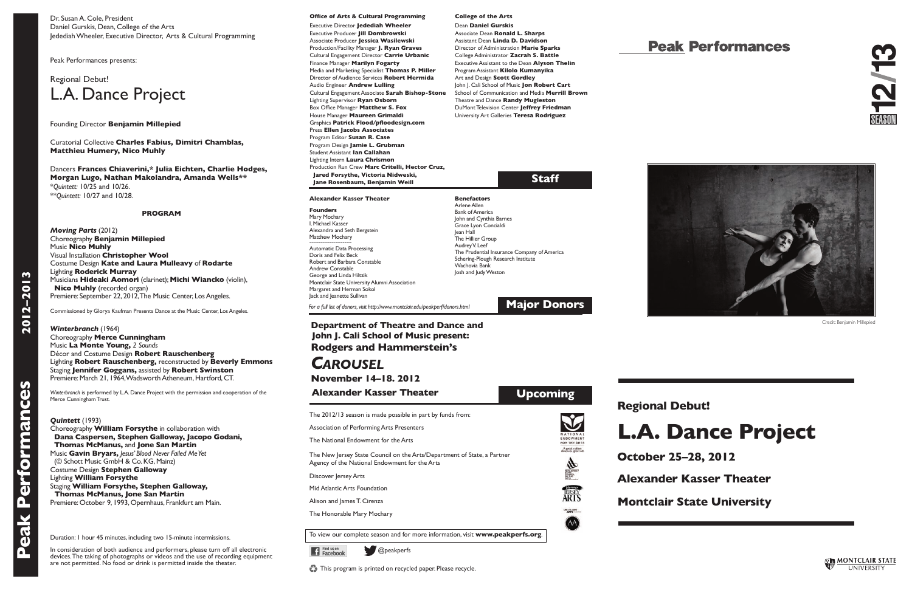Dr. Susan A. Cole, President
Daniel Gurskis, Dean, College of the Arts
Jedediah Wheeler, Executive Director, Arts & Cultural Programming

Peak Performances presents:

## Regional Debut!
# L.A. Dance Project

Founding Director **Benjamin Millepied**

Curatorial Collective **Charles Fabius, Dimitri Chamblas, Matthieu Humery, Nico Muhly**

Dancers **Frances Chiaverini,* Julia Eichten, Charlie Hodges, Morgan Lugo, Nathan Makolandra, Amanda Wells****
**Quintett:* 10/25 and 10/26.
***Quintett:* 10/27 and 10/28.

### PROGRAM

***Moving Parts*** (2012)
Choreography **Benjamin Millepied**
Music **Nico Muhly**
Visual Installation **Christopher Wool**
Costume Design **Kate and Laura Mulleavy** of **Rodarte**
Lighting **Roderick Murray**
Musicians **Hideaki Aomori** (clarinet); **Michi Wiancko** (violin), **Nico Muhly** (recorded organ)
Premiere: September 22, 2012, The Music Center, Los Angeles.

Commissioned by Glorya Kaufman Presents Dance at the Music Center, Los Angeles.

***Winterbranch*** (1964)
Choreography **Merce Cunningham**
Music **La Monte Young,** *2 Sounds*
Décor and Costume Design **Robert Rauschenberg**
Lighting **Robert Rauschenberg,** reconstructed by **Beverly Emmons**
Staging **Jennifer Goggans,** assisted by **Robert Swinston**
Premiere: March 21, 1964, Wadsworth Atheneum, Hartford, CT.

*Winterbranch* is performed by L.A. Dance Project with the permission and cooperation of the Merce Cunningham Trust.

***Quintett*** (1993)
Choreography **William Forsythe** in collaboration with **Dana Caspersen, Stephen Galloway, Jacopo Godani, Thomas McManus,** and **Jone San Martin**
Music **Gavin Bryars,** *Jesus' Blood Never Failed Me Yet* (© Schott Music GmbH & Co. KG, Mainz)
Costume Design **Stephen Galloway**
Lighting **William Forsythe**
Staging **William Forsythe, Stephen Galloway, Thomas McManus, Jone San Martin**
Premiere: October 9, 1993, Opernhaus, Frankfurt am Main.

Duration: 1 hour 45 minutes, including two 15-minute intermissions.

In consideration of both audience and performers, please turn off all electronic devices. The taking of photographs or videos and the use of recording equipment are not permitted. No food or drink is permitted inside the theater.

## Staff

**Office of Arts & Cultural Programming**
Executive Director **Jedediah Wheeler**
Executive Producer **Jill Dombrowski**
Associate Producer **Jessica Wasilewski**
Production/Facility Manager **J. Ryan Graves**
Cultural Engagement Director **Carrie Urbanic**
Finance Manager **Marilyn Fogarty**
Media and Marketing Specialist **Thomas P. Miller**
Director of Audience Services **Robert Hermida**
Audio Engineer **Andrew Lulling**
Cultural Engagement Associate **Sarah Bishop-Stone**
Lighting Supervisor **Ryan Osborn**
Box Office Manager **Matthew S. Fox**
House Manager **Maureen Grimaldi**
Graphics **Patrick Flood/pfloodesign.com**
Press **Ellen Jacobs Associates**
Program Editor **Susan R. Case**
Program Design **Jamie L. Grubman**
Student Assistant **Ian Callahan**
Lighting Intern **Laura Chrismon**
Production Run Crew **Marc Critelli, Hector Cruz, Jared Forsythe, Victoria Nidweski, Jane Rosenbaum, Benjamin Weill**

**College of the Arts**
Dean **Daniel Gurskis**
Associate Dean **Ronald L. Sharps**
Assistant Dean **Linda D. Davidson**
Director of Administration **Marie Sparks**
College Administrator **Zacrah S. Battle**
Executive Assistant to the Dean **Alyson Thelin**
Program Assistant **Kilolo Kumanyika**
Art and Design **Scott Gordley**
John J. Cali School of Music **Jon Robert Cart**
School of Communication and Media **Merrill Brown**
Theatre and Dance **Randy Mugleston**
DuMont Television Center **Jeffrey Friedman**
University Art Galleries **Teresa Rodriguez**

## Major Donors

**Alexander Kasser Theater**

**Founders**
Mary Mochary
I. Michael Kasser
Alexandra and Seth Bergstein
Matthew Mochary

Automatic Data Processing
Doris and Felix Beck
Robert and Barbara Constable
Andrew Constable
George and Linda Hiltzik
Montclair State University Alumni Association
Margaret and Herman Sokol
Jack and Jeanette Sullivan

**Benefactors**
Arlene Allen
Bank of America
John and Cynthia Barnes
Grace Lyon Concialdi
Jean Hall
The Hillier Group
Audrey V. Leef
The Prudential Insurance Company of America
Schering-Plough Research Institute
Wachovia Bank
Josh and Judy Weston

*For a full list of donors, visit http://www.montclair.edu/peakperf/donors.html*

## Upcoming

**Department of Theatre and Dance and John J. Cali School of Music present:**
**Rodgers and Hammerstein's**
***CAROUSEL***
**November 14–18. 2012**
**Alexander Kasser Theater**

The 2012/13 season is made possible in part by funds from:

Association of Performing Arts Presenters

The National Endowment for the Arts

The New Jersey State Council on the Arts/Department of State, a Partner Agency of the National Endowment for the Arts

Discover Jersey Arts

Mid Atlantic Arts Foundation

Alison and James T. Cirenza

The Honorable Mary Mochary

To view our complete season and for more information, visit **www.peakperfs.org**.

Find us on Facebook @peakperfs

This program is printed on recycled paper. Please recycle.

# Peak Performances

12/13 SEASON

Credit: Benjamin Millepied

## Regional Debut!

# L.A. Dance Project

## October 25–28, 2012

## Alexander Kasser Theater

## Montclair State University

MONTCLAIR STATE UNIVERSITY